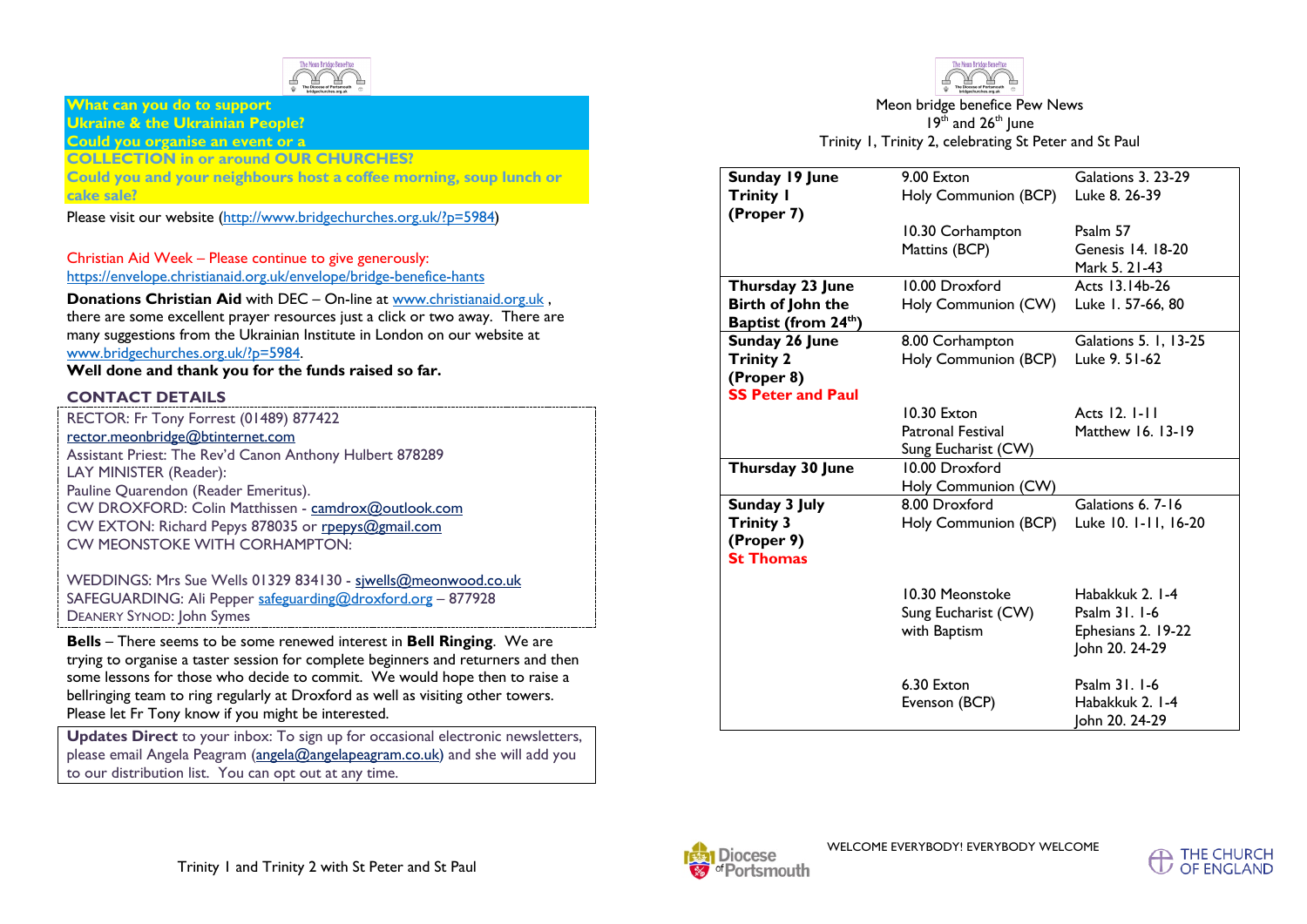**What can you do to support Ukraine & the Ukrainian People?**
**Could you organise an event or a COLLECTION in or around OUR CHURCHES?**
**Could you and your neighbours host a coffee morning, soup lunch or cake sale?**

Please visit our website (http://www.bridgechurches.org.uk/?p=5984)

Christian Aid Week – Please continue to give generously:
https://envelope.christianaid.org.uk/envelope/bridge-benefice-hants

**Donations Christian Aid** with DEC – On-line at www.christianaid.org.uk , there are some excellent prayer resources just a click or two away. There are many suggestions from the Ukrainian Institute in London on our website at www.bridgechurches.org.uk/?p=5984.
**Well done and thank you for the funds raised so far.**

## CONTACT DETAILS

RECTOR: Fr Tony Forrest (01489) 877422
rector.meonbridge@btinternet.com
Assistant Priest: The Rev'd Canon Anthony Hulbert 878289
LAY MINISTER (Reader):
Pauline Quarendon (Reader Emeritus).
CW DROXFORD: Colin Matthissen - camdrox@outlook.com
CW EXTON: Richard Pepys 878035 or rpepys@gmail.com
CW MEONSTOKE WITH CORHAMPTON:

WEDDINGS: Mrs Sue Wells 01329 834130 - sjwells@meonwood.co.uk
SAFEGUARDING: Ali Pepper safeguarding@droxford.org – 877928
DEANERY SYNOD: John Symes

**Bells** – There seems to be some renewed interest in **Bell Ringing**. We are trying to organise a taster session for complete beginners and returners and then some lessons for those who decide to commit. We would hope then to raise a bellringing team to ring regularly at Droxford as well as visiting other towers. Please let Fr Tony know if you might be interested.

**Updates Direct** to your inbox: To sign up for occasional electronic newsletters, please email Angela Peagram (angela@angelapeagram.co.uk) and she will add you to our distribution list. You can opt out at any time.

Trinity 1 and Trinity 2 with St Peter and St Paul

Meon bridge benefice Pew News
19th and 26th June
Trinity 1, Trinity 2, celebrating St Peter and St Paul

| Day | Service | Readings |
|---|---|---|
| **Sunday 19 June Trinity 1 (Proper 7)** | 9.00 Exton Holy Communion (BCP) | Galatians 3. 23-29 Luke 8. 26-39 |
| | 10.30 Corhampton Mattins (BCP) | Psalm 57 Genesis 14. 18-20 Mark 5. 21-43 |
| **Thursday 23 June Birth of John the Baptist (from 24th)** | 10.00 Droxford Holy Communion (CW) | Acts 13.14b-26 Luke 1. 57-66, 80 |
| **Sunday 26 June Trinity 2 (Proper 8) SS Peter and Paul** | 8.00 Corhampton Holy Communion (BCP) | Galatians 5. 1, 13-25 Luke 9. 51-62 |
| | 10.30 Exton Patronal Festival Sung Eucharist (CW) | Acts 12. 1-11 Matthew 16. 13-19 |
| **Thursday 30 June** | 10.00 Droxford Holy Communion (CW) | |
| **Sunday 3 July Trinity 3 (Proper 9) St Thomas** | 8.00 Droxford Holy Communion (BCP) | Galatians 6. 7-16 Luke 10. 1-11, 16-20 |
| | 10.30 Meonstoke Sung Eucharist (CW) with Baptism | Habakkuk 2. 1-4 Psalm 31. 1-6 Ephesians 2. 19-22 John 20. 24-29 |
| | 6.30 Exton Evenson (BCP) | Psalm 31. 1-6 Habakkuk 2. 1-4 John 20. 24-29 |

WELCOME EVERYBODY! EVERYBODY WELCOME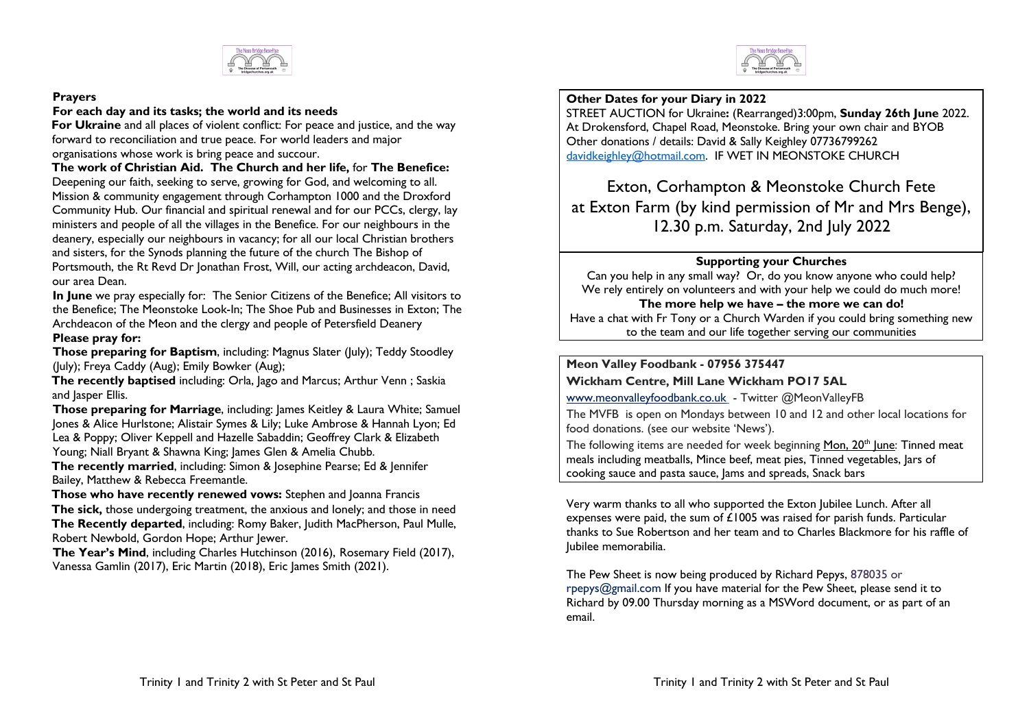## Prayers

**For each day and its tasks; the world and its needs**

**For Ukraine** and all places of violent conflict: For peace and justice, and the way forward to reconciliation and true peace. For world leaders and major organisations whose work is bring peace and succour.

**The work of Christian Aid. The Church and her life,** for **The Benefice:** Deepening our faith, seeking to serve, growing for God, and welcoming to all. Mission & community engagement through Corhampton 1000 and the Droxford Community Hub. Our financial and spiritual renewal and for our PCCs, clergy, lay ministers and people of all the villages in the Benefice. For our neighbours in the deanery, especially our neighbours in vacancy; for all our local Christian brothers and sisters, for the Synods planning the future of the church The Bishop of Portsmouth, the Rt Revd Dr Jonathan Frost, Will, our acting archdeacon, David, our area Dean.

**In June** we pray especially for: The Senior Citizens of the Benefice; All visitors to the Benefice; The Meonstoke Look-In; The Shoe Pub and Businesses in Exton; The Archdeacon of the Meon and the clergy and people of Petersfield Deanery

**Please pray for:**

**Those preparing for Baptism**, including: Magnus Slater (July); Teddy Stoodley (July); Freya Caddy (Aug); Emily Bowker (Aug);

**The recently baptised** including: Orla, Jago and Marcus; Arthur Venn ; Saskia and Jasper Ellis.

**Those preparing for Marriage**, including: James Keitley & Laura White; Samuel Jones & Alice Hurlstone; Alistair Symes & Lily; Luke Ambrose & Hannah Lyon; Ed Lea & Poppy; Oliver Keppell and Hazelle Sabaddin; Geoffrey Clark & Elizabeth Young; Niall Bryant & Shawna King; James Glen & Amelia Chubb.

**The recently married**, including: Simon & Josephine Pearse; Ed & Jennifer Bailey, Matthew & Rebecca Freemantle.

**Those who have recently renewed vows:** Stephen and Joanna Francis

**The sick,** those undergoing treatment, the anxious and lonely; and those in need

**The Recently departed**, including: Romy Baker, Judith MacPherson, Paul Mulle, Robert Newbold, Gordon Hope; Arthur Jewer.

**The Year's Mind**, including Charles Hutchinson (2016), Rosemary Field (2017), Vanessa Gamlin (2017), Eric Martin (2018), Eric James Smith (2021).

## Other Dates for your Diary in 2022

STREET AUCTION for Ukraine**:** (Rearranged)3:00pm, **Sunday 26th June** 2022. At Drokensford, Chapel Road, Meonstoke. Bring your own chair and BYOB Other donations / details: David & Sally Keighley 07736799262 davidkeighley@hotmail.com. IF WET IN MEONSTOKE CHURCH

Exton, Corhampton & Meonstoke Church Fete at Exton Farm (by kind permission of Mr and Mrs Benge), 12.30 p.m. Saturday, 2nd July 2022

## Supporting your Churches

Can you help in any small way? Or, do you know anyone who could help? We rely entirely on volunteers and with your help we could do much more!

**The more help we have – the more we can do!**

Have a chat with Fr Tony or a Church Warden if you could bring something new to the team and our life together serving our communities

## Meon Valley Foodbank - 07956 375447

**Wickham Centre, Mill Lane Wickham PO17 5AL**

www.meonvalleyfoodbank.co.uk - Twitter @MeonValleyFB

The MVFB is open on Mondays between 10 and 12 and other local locations for food donations. (see our website 'News').

The following items are needed for week beginning Mon, 20th June: Tinned meat meals including meatballs, Mince beef, meat pies, Tinned vegetables, Jars of cooking sauce and pasta sauce, Jams and spreads, Snack bars

Very warm thanks to all who supported the Exton Jubilee Lunch. After all expenses were paid, the sum of £1005 was raised for parish funds. Particular thanks to Sue Robertson and her team and to Charles Blackmore for his raffle of Jubilee memorabilia.

The Pew Sheet is now being produced by Richard Pepys, 878035 or rpepys@gmail.com If you have material for the Pew Sheet, please send it to Richard by 09.00 Thursday morning as a MSWord document, or as part of an email.